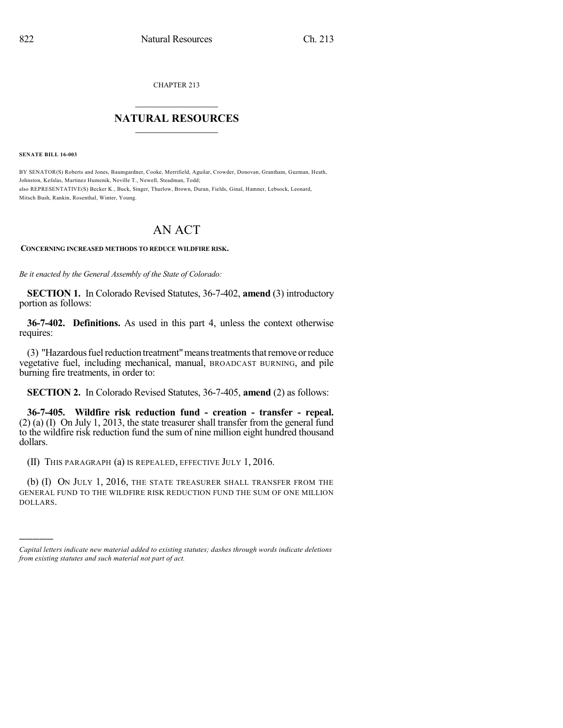CHAPTER 213

## NATURAL RESOURCES

**SENATE BILL 16-003**

BY SENATOR(S) Roberts and Jones, Baumgardner, Cooke, Merrifield, Aguilar, Crowder, Donovan, Grantham, Guzman, Heath, Johnston, Kefalas, Martinez Humenik, Neville T., Newell, Steadman, Todd;
also REPRESENTATIVE(S) Becker K., Buck, Singer, Thurlow, Brown, Duran, Fields, Ginal, Hamner, Lebsock, Leonard, Mitsch Bush, Rankin, Rosenthal, Winter, Young.

# AN ACT

**CONCERNING INCREASED METHODS TO REDUCE WILDFIRE RISK.**

*Be it enacted by the General Assembly of the State of Colorado:*

**SECTION 1.** In Colorado Revised Statutes, 36-7-402, **amend** (3) introductory portion as follows:

**36-7-402. Definitions.** As used in this part 4, unless the context otherwise requires:

(3) "Hazardous fuel reduction treatment" means treatments that remove or reduce vegetative fuel, including mechanical, manual, BROADCAST BURNING, and pile burning fire treatments, in order to:

**SECTION 2.** In Colorado Revised Statutes, 36-7-405, **amend** (2) as follows:

**36-7-405. Wildfire risk reduction fund - creation - transfer - repeal.** (2) (a) (I) On July 1, 2013, the state treasurer shall transfer from the general fund to the wildfire risk reduction fund the sum of nine million eight hundred thousand dollars.

(II) THIS PARAGRAPH (a) IS REPEALED, EFFECTIVE JULY 1, 2016.

(b) (I) ON JULY 1, 2016, THE STATE TREASURER SHALL TRANSFER FROM THE GENERAL FUND TO THE WILDFIRE RISK REDUCTION FUND THE SUM OF ONE MILLION DOLLARS.

---

*Capital letters indicate new material added to existing statutes; dashes through words indicate deletions from existing statutes and such material not part of act.*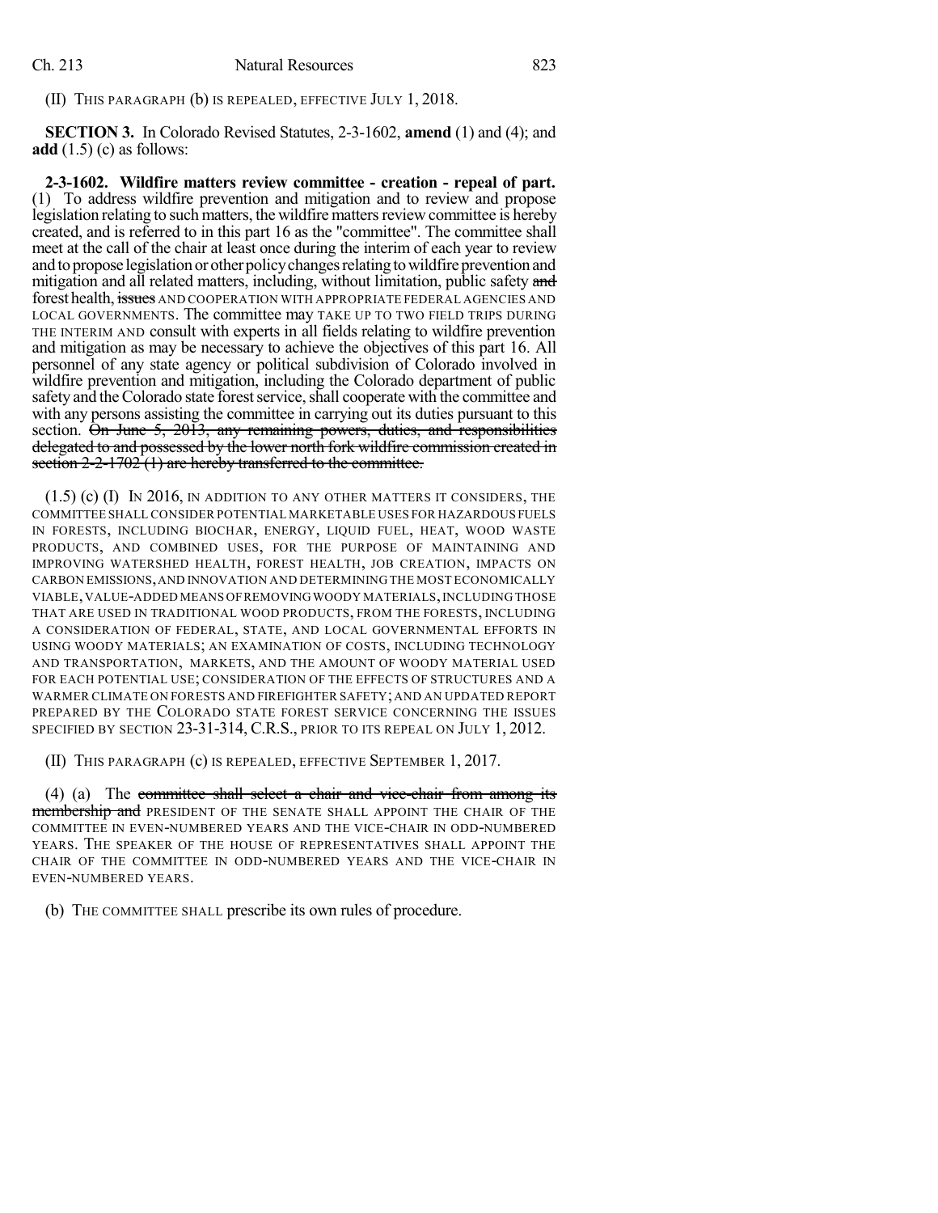(II) THIS PARAGRAPH (b) IS REPEALED, EFFECTIVE JULY 1, 2018.

**SECTION 3.** In Colorado Revised Statutes, 2-3-1602, **amend** (1) and (4); and **add** (1.5) (c) as follows:

**2-3-1602. Wildfire matters review committee - creation - repeal of part.** (1) To address wildfire prevention and mitigation and to review and propose legislation relating to such matters, the wildfire matters review committee is hereby created, and is referred to in this part 16 as the "committee". The committee shall meet at the call of the chair at least once during the interim of each year to review and to propose legislation or other policy changes relating to wildfire prevention and mitigation and all related matters, including, without limitation, public safety ~~and~~ forest health, ~~issues~~ AND COOPERATION WITH APPROPRIATE FEDERAL AGENCIES AND LOCAL GOVERNMENTS. The committee may TAKE UP TO TWO FIELD TRIPS DURING THE INTERIM AND consult with experts in all fields relating to wildfire prevention and mitigation as may be necessary to achieve the objectives of this part 16. All personnel of any state agency or political subdivision of Colorado involved in wildfire prevention and mitigation, including the Colorado department of public safety and the Colorado state forest service, shall cooperate with the committee and with any persons assisting the committee in carrying out its duties pursuant to this section. ~~On June 5, 2013, any remaining powers, duties, and responsibilities delegated to and possessed by the lower north fork wildfire commission created in section 2-2-1702 (1) are hereby transferred to the committee.~~

(1.5) (c) (I) IN 2016, IN ADDITION TO ANY OTHER MATTERS IT CONSIDERS, THE COMMITTEE SHALL CONSIDER POTENTIAL MARKETABLE USES FOR HAZARDOUS FUELS IN FORESTS, INCLUDING BIOCHAR, ENERGY, LIQUID FUEL, HEAT, WOOD WASTE PRODUCTS, AND COMBINED USES, FOR THE PURPOSE OF MAINTAINING AND IMPROVING WATERSHED HEALTH, FOREST HEALTH, JOB CREATION, IMPACTS ON CARBON EMISSIONS, AND INNOVATION AND DETERMINING THE MOST ECONOMICALLY VIABLE, VALUE-ADDED MEANS OF REMOVING WOODY MATERIALS, INCLUDING THOSE THAT ARE USED IN TRADITIONAL WOOD PRODUCTS, FROM THE FORESTS, INCLUDING A CONSIDERATION OF FEDERAL, STATE, AND LOCAL GOVERNMENTAL EFFORTS IN USING WOODY MATERIALS; AN EXAMINATION OF COSTS, INCLUDING TECHNOLOGY AND TRANSPORTATION, MARKETS, AND THE AMOUNT OF WOODY MATERIAL USED FOR EACH POTENTIAL USE; CONSIDERATION OF THE EFFECTS OF STRUCTURES AND A WARMER CLIMATE ON FORESTS AND FIREFIGHTER SAFETY; AND AN UPDATED REPORT PREPARED BY THE COLORADO STATE FOREST SERVICE CONCERNING THE ISSUES SPECIFIED BY SECTION 23-31-314, C.R.S., PRIOR TO ITS REPEAL ON JULY 1, 2012.

(II) THIS PARAGRAPH (c) IS REPEALED, EFFECTIVE SEPTEMBER 1, 2017.

(4) (a) The ~~committee shall select a chair and vice-chair from among its membership and~~ PRESIDENT OF THE SENATE SHALL APPOINT THE CHAIR OF THE COMMITTEE IN EVEN-NUMBERED YEARS AND THE VICE-CHAIR IN ODD-NUMBERED YEARS. THE SPEAKER OF THE HOUSE OF REPRESENTATIVES SHALL APPOINT THE CHAIR OF THE COMMITTEE IN ODD-NUMBERED YEARS AND THE VICE-CHAIR IN EVEN-NUMBERED YEARS.

(b) THE COMMITTEE SHALL prescribe its own rules of procedure.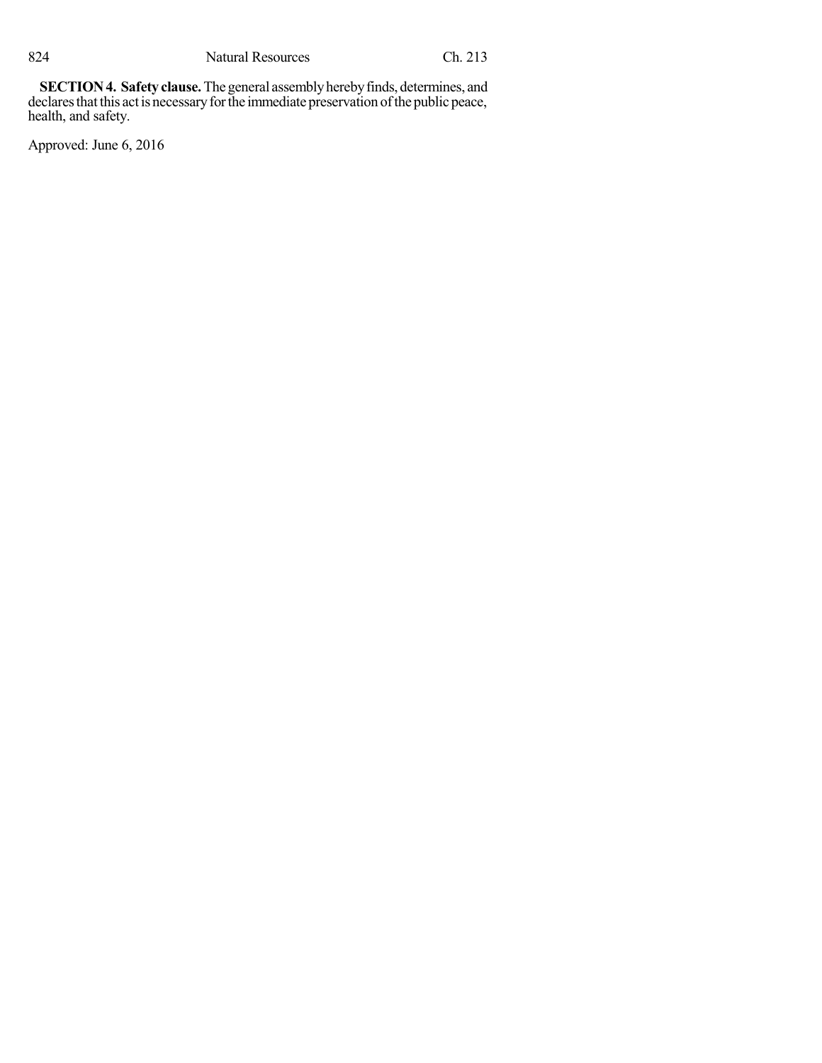**SECTION 4. Safety clause.** The general assembly hereby finds, determines, and declares that this act is necessary for the immediate preservation of the public peace, health, and safety.

Approved: June 6, 2016